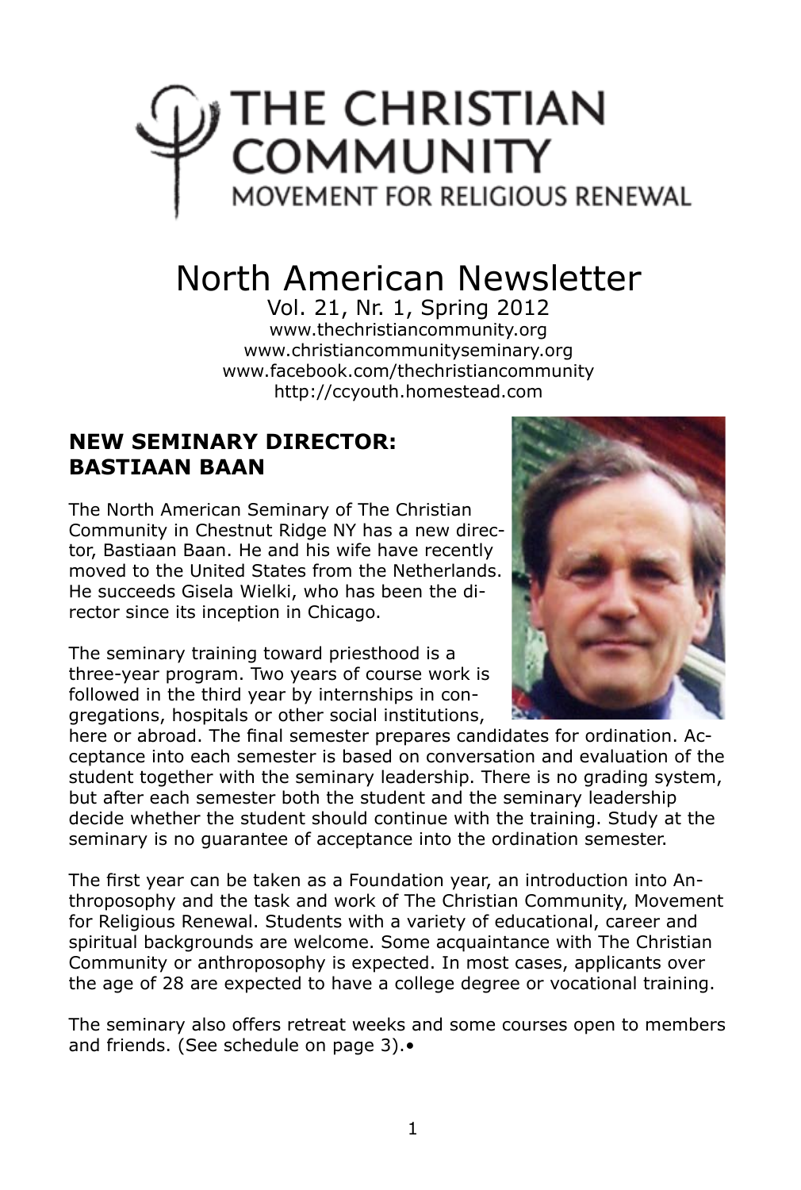# THE CHRISTIAN COMMUNITY

MOVEMENT FOR RELIGIOUS RENEWAL

# North American Newsletter

Vol. 21, Nr. 1, Spring 2012

www.thechristiancommunity.org
www.christiancommunityseminary.org
www.facebook.com/thechristiancommunity
http://ccyouth.homestead.com

## NEW SEMINARY DIRECTOR: BASTIAAN BAAN

The North American Seminary of The Christian Community in Chestnut Ridge NY has a new director, Bastiaan Baan. He and his wife have recently moved to the United States from the Netherlands. He succeeds Gisela Wielki, who has been the director since its inception in Chicago.

The seminary training toward priesthood is a three-year program. Two years of course work is followed in the third year by internships in congregations, hospitals or other social institutions, here or abroad. The final semester prepares candidates for ordination. Acceptance into each semester is based on conversation and evaluation of the student together with the seminary leadership. There is no grading system, but after each semester both the student and the seminary leadership decide whether the student should continue with the training. Study at the seminary is no guarantee of acceptance into the ordination semester.

The first year can be taken as a Foundation year, an introduction into Anthroposophy and the task and work of The Christian Community, Movement for Religious Renewal. Students with a variety of educational, career and spiritual backgrounds are welcome. Some acquaintance with The Christian Community or anthroposophy is expected. In most cases, applicants over the age of 28 are expected to have a college degree or vocational training.

The seminary also offers retreat weeks and some courses open to members and friends. (See schedule on page 3).•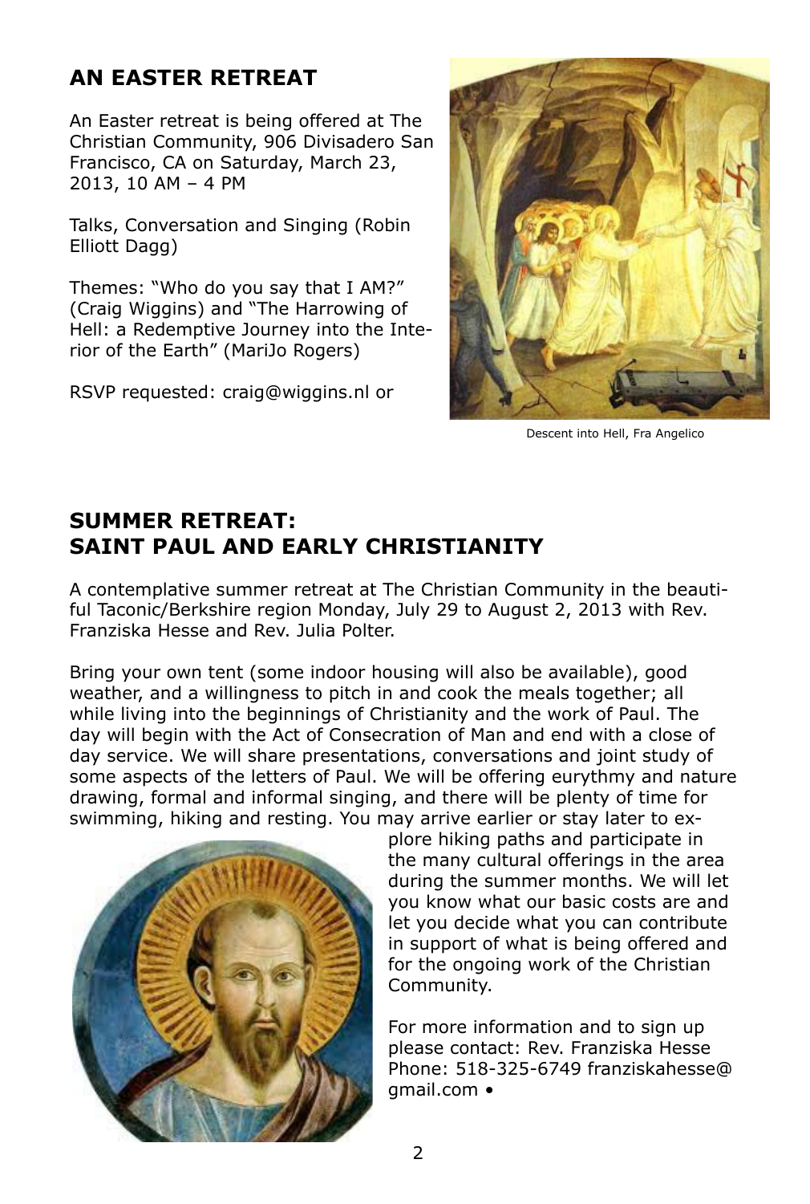## AN EASTER RETREAT

An Easter retreat is being offered at The Christian Community, 906 Divisadero San Francisco, CA on Saturday, March 23, 2013, 10 AM – 4 PM

Talks, Conversation and Singing (Robin Elliott Dagg)

Themes: "Who do you say that I AM?" (Craig Wiggins) and "The Harrowing of Hell: a Redemptive Journey into the Interior of the Earth" (MariJo Rogers)

RSVP requested: craig@wiggins.nl or

Descent into Hell, Fra Angelico

## SUMMER RETREAT: SAINT PAUL AND EARLY CHRISTIANITY

A contemplative summer retreat at The Christian Community in the beautiful Taconic/Berkshire region Monday, July 29 to August 2, 2013 with Rev. Franziska Hesse and Rev. Julia Polter.

Bring your own tent (some indoor housing will also be available), good weather, and a willingness to pitch in and cook the meals together; all while living into the beginnings of Christianity and the work of Paul. The day will begin with the Act of Consecration of Man and end with a close of day service. We will share presentations, conversations and joint study of some aspects of the letters of Paul. We will be offering eurythmy and nature drawing, formal and informal singing, and there will be plenty of time for swimming, hiking and resting. You may arrive earlier or stay later to explore hiking paths and participate in the many cultural offerings in the area during the summer months. We will let you know what our basic costs are and let you decide what you can contribute in support of what is being offered and for the ongoing work of the Christian Community.

For more information and to sign up please contact: Rev. Franziska Hesse Phone: 518-325-6749 franziskahesse@gmail.com •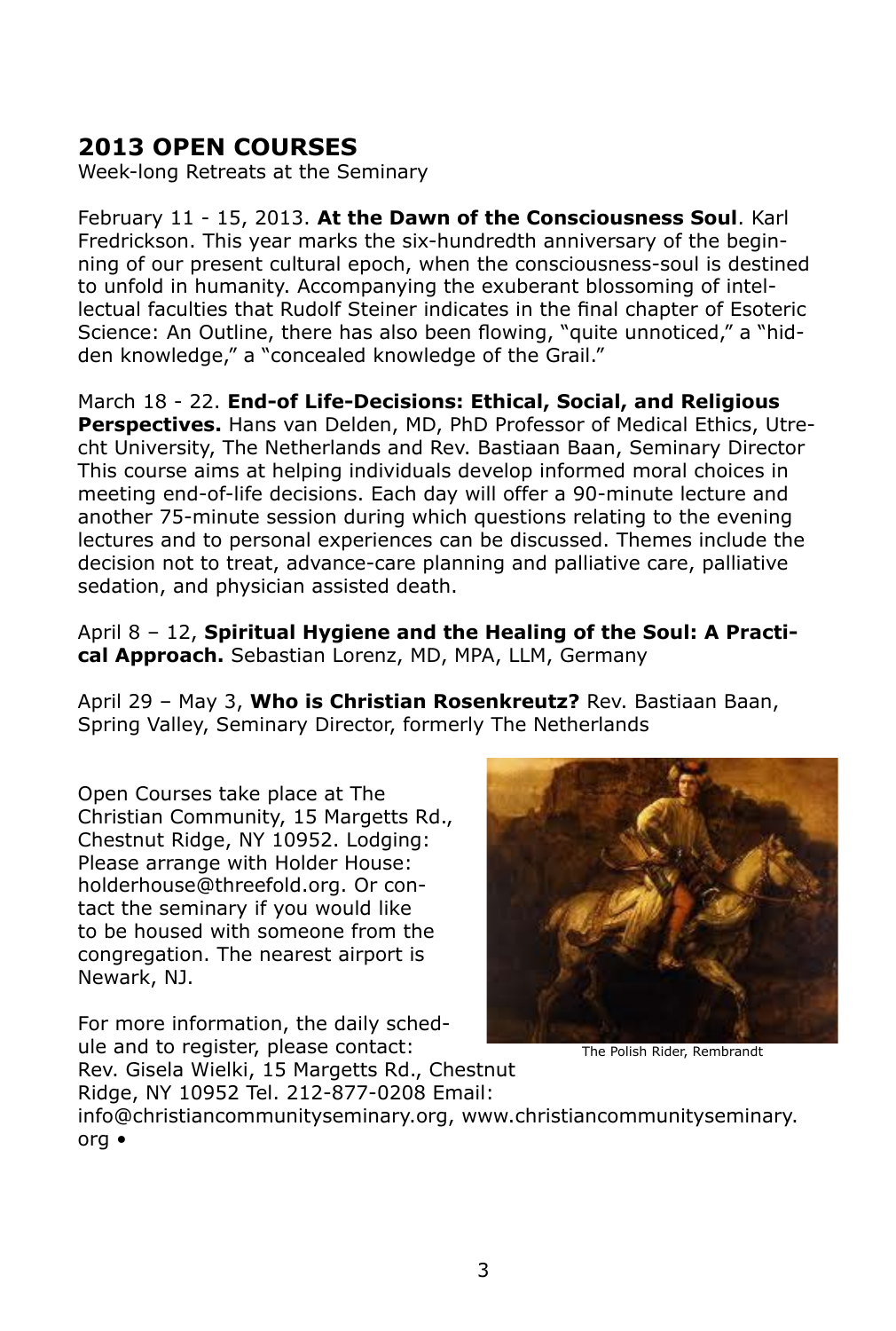## 2013 OPEN COURSES

Week-long Retreats at the Seminary

February 11 - 15, 2013. **At the Dawn of the Consciousness Soul**. Karl Fredrickson. This year marks the six-hundredth anniversary of the beginning of our present cultural epoch, when the consciousness-soul is destined to unfold in humanity. Accompanying the exuberant blossoming of intellectual faculties that Rudolf Steiner indicates in the final chapter of Esoteric Science: An Outline, there has also been flowing, "quite unnoticed," a "hidden knowledge," a "concealed knowledge of the Grail."

March 18 - 22. **End-of Life-Decisions: Ethical, Social, and Religious Perspectives.** Hans van Delden, MD, PhD Professor of Medical Ethics, Utrecht University, The Netherlands and Rev. Bastiaan Baan, Seminary Director This course aims at helping individuals develop informed moral choices in meeting end-of-life decisions. Each day will offer a 90-minute lecture and another 75-minute session during which questions relating to the evening lectures and to personal experiences can be discussed. Themes include the decision not to treat, advance-care planning and palliative care, palliative sedation, and physician assisted death.

April 8 – 12, **Spiritual Hygiene and the Healing of the Soul: A Practical Approach.** Sebastian Lorenz, MD, MPA, LLM, Germany

April 29 – May 3, **Who is Christian Rosenkreutz?** Rev. Bastiaan Baan, Spring Valley, Seminary Director, formerly The Netherlands

Open Courses take place at The Christian Community, 15 Margetts Rd., Chestnut Ridge, NY 10952. Lodging: Please arrange with Holder House: holderhouse@threefold.org. Or contact the seminary if you would like to be housed with someone from the congregation. The nearest airport is Newark, NJ.

The Polish Rider, Rembrandt

For more information, the daily schedule and to register, please contact: Rev. Gisela Wielki, 15 Margetts Rd., Chestnut Ridge, NY 10952 Tel. 212-877-0208 Email: info@christiancommunityseminary.org, www.christiancommunityseminary.org •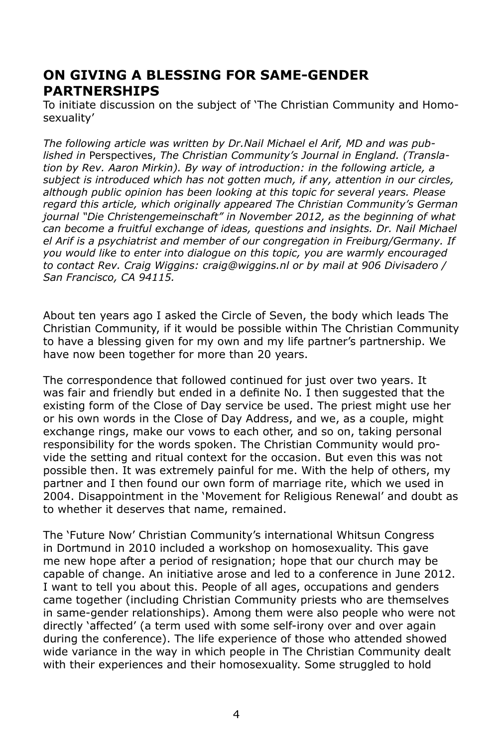## ON GIVING A BLESSING FOR SAME-GENDER PARTNERSHIPS

To initiate discussion on the subject of 'The Christian Community and Homosexuality'

*The following article was written by Dr.Nail Michael el Arif, MD and was published in* Perspectives, *The Christian Community's Journal in England. (Translation by Rev. Aaron Mirkin). By way of introduction: in the following article, a subject is introduced which has not gotten much, if any, attention in our circles, although public opinion has been looking at this topic for several years. Please regard this article, which originally appeared The Christian Community's German journal "Die Christengemeinschaft" in November 2012, as the beginning of what can become a fruitful exchange of ideas, questions and insights. Dr. Nail Michael el Arif is a psychiatrist and member of our congregation in Freiburg/Germany. If you would like to enter into dialogue on this topic, you are warmly encouraged to contact Rev. Craig Wiggins: craig@wiggins.nl or by mail at 906 Divisadero / San Francisco, CA 94115.*

About ten years ago I asked the Circle of Seven, the body which leads The Christian Community, if it would be possible within The Christian Community to have a blessing given for my own and my life partner's partnership. We have now been together for more than 20 years.

The correspondence that followed continued for just over two years. It was fair and friendly but ended in a definite No. I then suggested that the existing form of the Close of Day service be used. The priest might use her or his own words in the Close of Day Address, and we, as a couple, might exchange rings, make our vows to each other, and so on, taking personal responsibility for the words spoken. The Christian Community would provide the setting and ritual context for the occasion. But even this was not possible then. It was extremely painful for me. With the help of others, my partner and I then found our own form of marriage rite, which we used in 2004. Disappointment in the 'Movement for Religious Renewal' and doubt as to whether it deserves that name, remained.

The 'Future Now' Christian Community's international Whitsun Congress in Dortmund in 2010 included a workshop on homosexuality. This gave me new hope after a period of resignation; hope that our church may be capable of change. An initiative arose and led to a conference in June 2012. I want to tell you about this. People of all ages, occupations and genders came together (including Christian Community priests who are themselves in same-gender relationships). Among them were also people who were not directly 'affected' (a term used with some self-irony over and over again during the conference). The life experience of those who attended showed wide variance in the way in which people in The Christian Community dealt with their experiences and their homosexuality. Some struggled to hold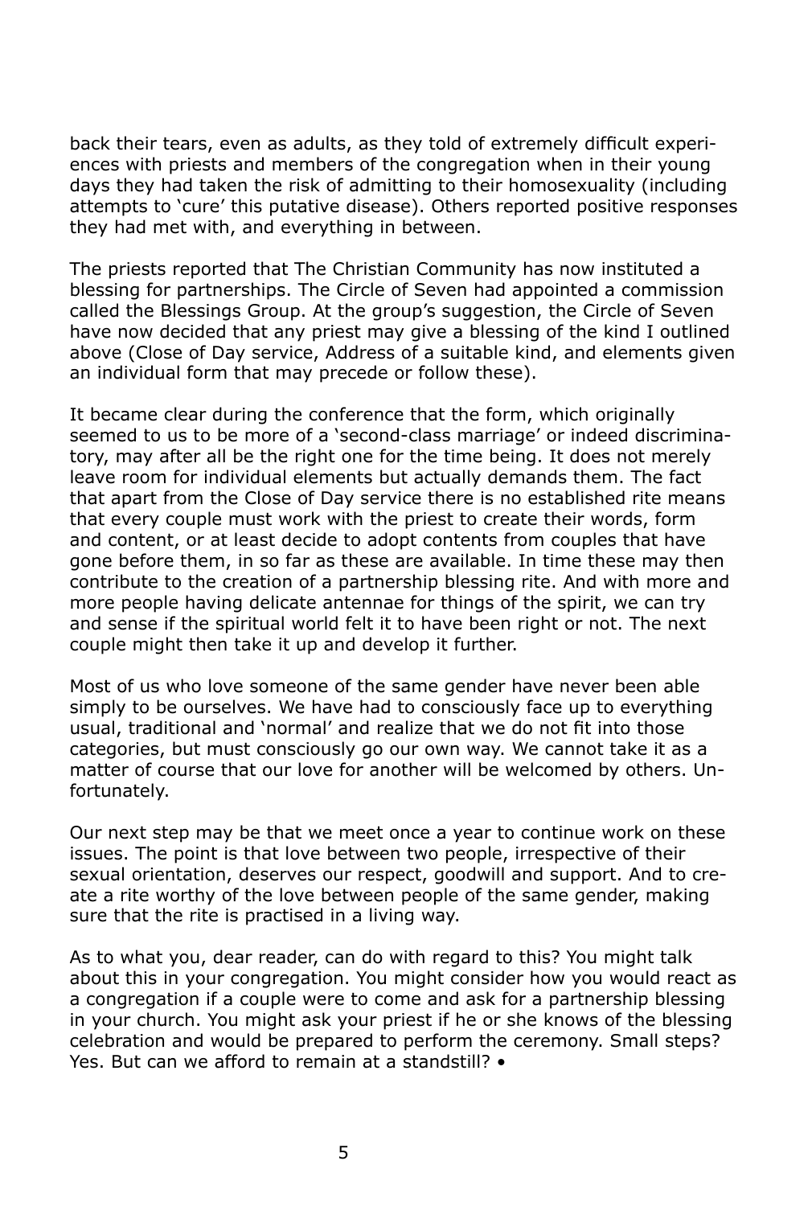back their tears, even as adults, as they told of extremely difficult experiences with priests and members of the congregation when in their young days they had taken the risk of admitting to their homosexuality (including attempts to 'cure' this putative disease). Others reported positive responses they had met with, and everything in between.

The priests reported that The Christian Community has now instituted a blessing for partnerships. The Circle of Seven had appointed a commission called the Blessings Group. At the group's suggestion, the Circle of Seven have now decided that any priest may give a blessing of the kind I outlined above (Close of Day service, Address of a suitable kind, and elements given an individual form that may precede or follow these).

It became clear during the conference that the form, which originally seemed to us to be more of a 'second-class marriage' or indeed discriminatory, may after all be the right one for the time being. It does not merely leave room for individual elements but actually demands them. The fact that apart from the Close of Day service there is no established rite means that every couple must work with the priest to create their words, form and content, or at least decide to adopt contents from couples that have gone before them, in so far as these are available. In time these may then contribute to the creation of a partnership blessing rite. And with more and more people having delicate antennae for things of the spirit, we can try and sense if the spiritual world felt it to have been right or not. The next couple might then take it up and develop it further.

Most of us who love someone of the same gender have never been able simply to be ourselves. We have had to consciously face up to everything usual, traditional and 'normal' and realize that we do not fit into those categories, but must consciously go our own way. We cannot take it as a matter of course that our love for another will be welcomed by others. Unfortunately.

Our next step may be that we meet once a year to continue work on these issues. The point is that love between two people, irrespective of their sexual orientation, deserves our respect, goodwill and support. And to create a rite worthy of the love between people of the same gender, making sure that the rite is practised in a living way.

As to what you, dear reader, can do with regard to this? You might talk about this in your congregation. You might consider how you would react as a congregation if a couple were to come and ask for a partnership blessing in your church. You might ask your priest if he or she knows of the blessing celebration and would be prepared to perform the ceremony. Small steps? Yes. But can we afford to remain at a standstill? •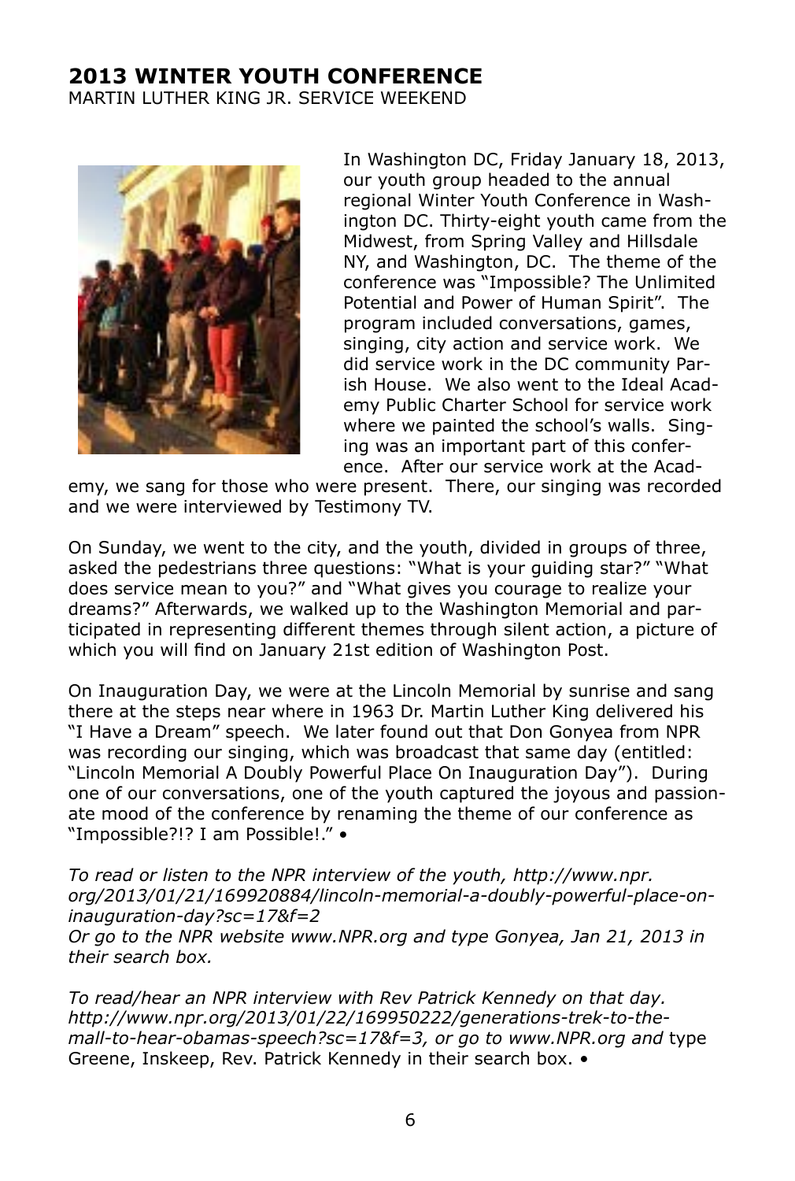## 2013 WINTER YOUTH CONFERENCE

MARTIN LUTHER KING JR. SERVICE WEEKEND

In Washington DC, Friday January 18, 2013, our youth group headed to the annual regional Winter Youth Conference in Washington DC. Thirty-eight youth came from the Midwest, from Spring Valley and Hillsdale NY, and Washington, DC. The theme of the conference was "Impossible? The Unlimited Potential and Power of Human Spirit". The program included conversations, games, singing, city action and service work. We did service work in the DC community Parish House. We also went to the Ideal Academy Public Charter School for service work where we painted the school's walls. Singing was an important part of this conference. After our service work at the Academy, we sang for those who were present. There, our singing was recorded and we were interviewed by Testimony TV.

On Sunday, we went to the city, and the youth, divided in groups of three, asked the pedestrians three questions: "What is your guiding star?" "What does service mean to you?" and "What gives you courage to realize your dreams?" Afterwards, we walked up to the Washington Memorial and participated in representing different themes through silent action, a picture of which you will find on January 21st edition of Washington Post.

On Inauguration Day, we were at the Lincoln Memorial by sunrise and sang there at the steps near where in 1963 Dr. Martin Luther King delivered his "I Have a Dream" speech. We later found out that Don Gonyea from NPR was recording our singing, which was broadcast that same day (entitled: "Lincoln Memorial A Doubly Powerful Place On Inauguration Day"). During one of our conversations, one of the youth captured the joyous and passionate mood of the conference by renaming the theme of our conference as "Impossible?!? I am Possible!." •

*To read or listen to the NPR interview of the youth, http://www.npr.org/2013/01/21/169920884/lincoln-memorial-a-doubly-powerful-place-on-inauguration-day?sc=17&f=2*
*Or go to the NPR website www.NPR.org and type Gonyea, Jan 21, 2013 in their search box.*

*To read/hear an NPR interview with Rev Patrick Kennedy on that day. http://www.npr.org/2013/01/22/169950222/generations-trek-to-the-mall-to-hear-obamas-speech?sc=17&f=3, or go to www.NPR.org and* type Greene, Inskeep, Rev. Patrick Kennedy in their search box. •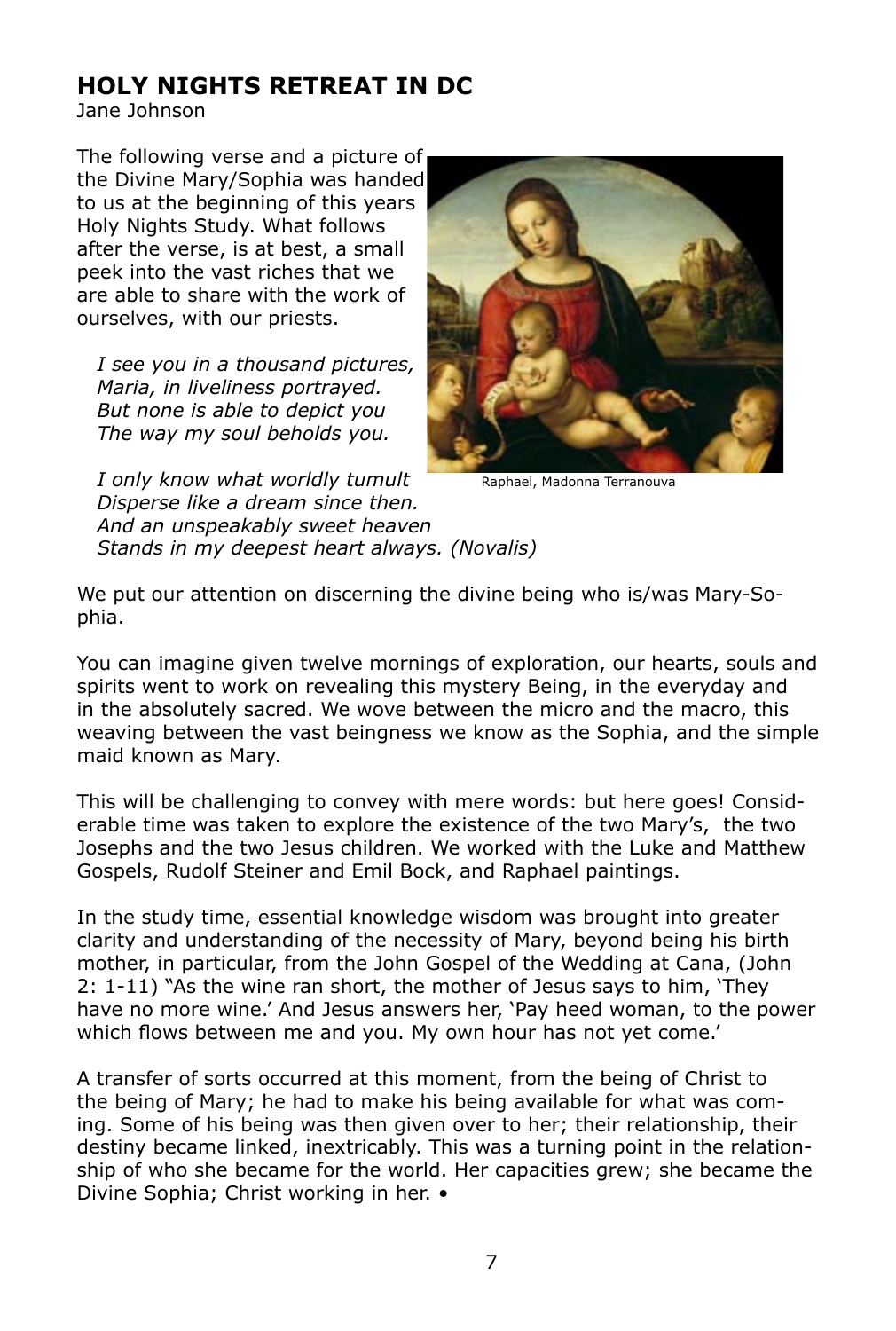## HOLY NIGHTS RETREAT IN DC

Jane Johnson

The following verse and a picture of the Divine Mary/Sophia was handed to us at the beginning of this years Holy Nights Study. What follows after the verse, is at best, a small peek into the vast riches that we are able to share with the work of ourselves, with our priests.

*I see you in a thousand pictures,*
*Maria, in liveliness portrayed.*
*But none is able to depict you*
*The way my soul beholds you.*

*I only know what worldly tumult*
*Disperse like a dream since then.*
*And an unspeakably sweet heaven*
*Stands in my deepest heart always. (Novalis)*

Raphael, Madonna Terranouva

We put our attention on discerning the divine being who is/was Mary-Sophia.

You can imagine given twelve mornings of exploration, our hearts, souls and spirits went to work on revealing this mystery Being, in the everyday and in the absolutely sacred. We wove between the micro and the macro, this weaving between the vast beingness we know as the Sophia, and the simple maid known as Mary.

This will be challenging to convey with mere words: but here goes! Considerable time was taken to explore the existence of the two Mary's, the two Josephs and the two Jesus children. We worked with the Luke and Matthew Gospels, Rudolf Steiner and Emil Bock, and Raphael paintings.

In the study time, essential knowledge wisdom was brought into greater clarity and understanding of the necessity of Mary, beyond being his birth mother, in particular, from the John Gospel of the Wedding at Cana, (John 2: 1-11) "As the wine ran short, the mother of Jesus says to him, 'They have no more wine.' And Jesus answers her, 'Pay heed woman, to the power which flows between me and you. My own hour has not yet come.'

A transfer of sorts occurred at this moment, from the being of Christ to the being of Mary; he had to make his being available for what was coming. Some of his being was then given over to her; their relationship, their destiny became linked, inextricably. This was a turning point in the relationship of who she became for the world. Her capacities grew; she became the Divine Sophia; Christ working in her. •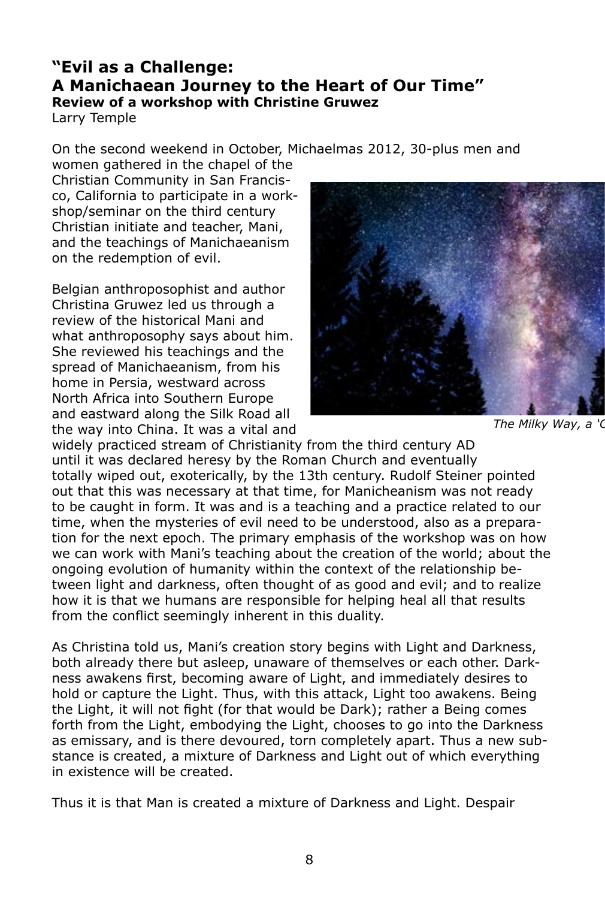## "Evil as a Challenge: A Manichaean Journey to the Heart of Our Time"

**Review of a workshop with Christine Gruwez**

Larry Temple

On the second weekend in October, Michaelmas 2012, 30-plus men and women gathered in the chapel of the Christian Community in San Francisco, California to participate in a workshop/seminar on the third century Christian initiate and teacher, Mani, and the teachings of Manichaeanism on the redemption of evil.

Belgian anthroposophist and author Christina Gruwez led us through a review of the historical Mani and what anthroposophy says about him. She reviewed his teachings and the spread of Manichaeanism, from his home in Persia, westward across North Africa into Southern Europe and eastward along the Silk Road all the way into China. It was a vital and widely practiced stream of Christianity from the third century AD until it was declared heresy by the Roman Church and eventually totally wiped out, exoterically, by the 13th century. Rudolf Steiner pointed out that this was necessary at that time, for Manicheanism was not ready to be caught in form. It was and is a teaching and a practice related to our time, when the mysteries of evil need to be understood, also as a preparation for the next epoch. The primary emphasis of the workshop was on how we can work with Mani's teaching about the creation of the world; about the ongoing evolution of humanity within the context of the relationship between light and darkness, often thought of as good and evil; and to realize how it is that we humans are responsible for helping heal all that results from the conflict seemingly inherent in this duality.

*The Milky Way, a 'C*

As Christina told us, Mani's creation story begins with Light and Darkness, both already there but asleep, unaware of themselves or each other. Darkness awakens first, becoming aware of Light, and immediately desires to hold or capture the Light. Thus, with this attack, Light too awakens. Being the Light, it will not fight (for that would be Dark); rather a Being comes forth from the Light, embodying the Light, chooses to go into the Darkness as emissary, and is there devoured, torn completely apart. Thus a new substance is created, a mixture of Darkness and Light out of which everything in existence will be created.

Thus it is that Man is created a mixture of Darkness and Light. Despair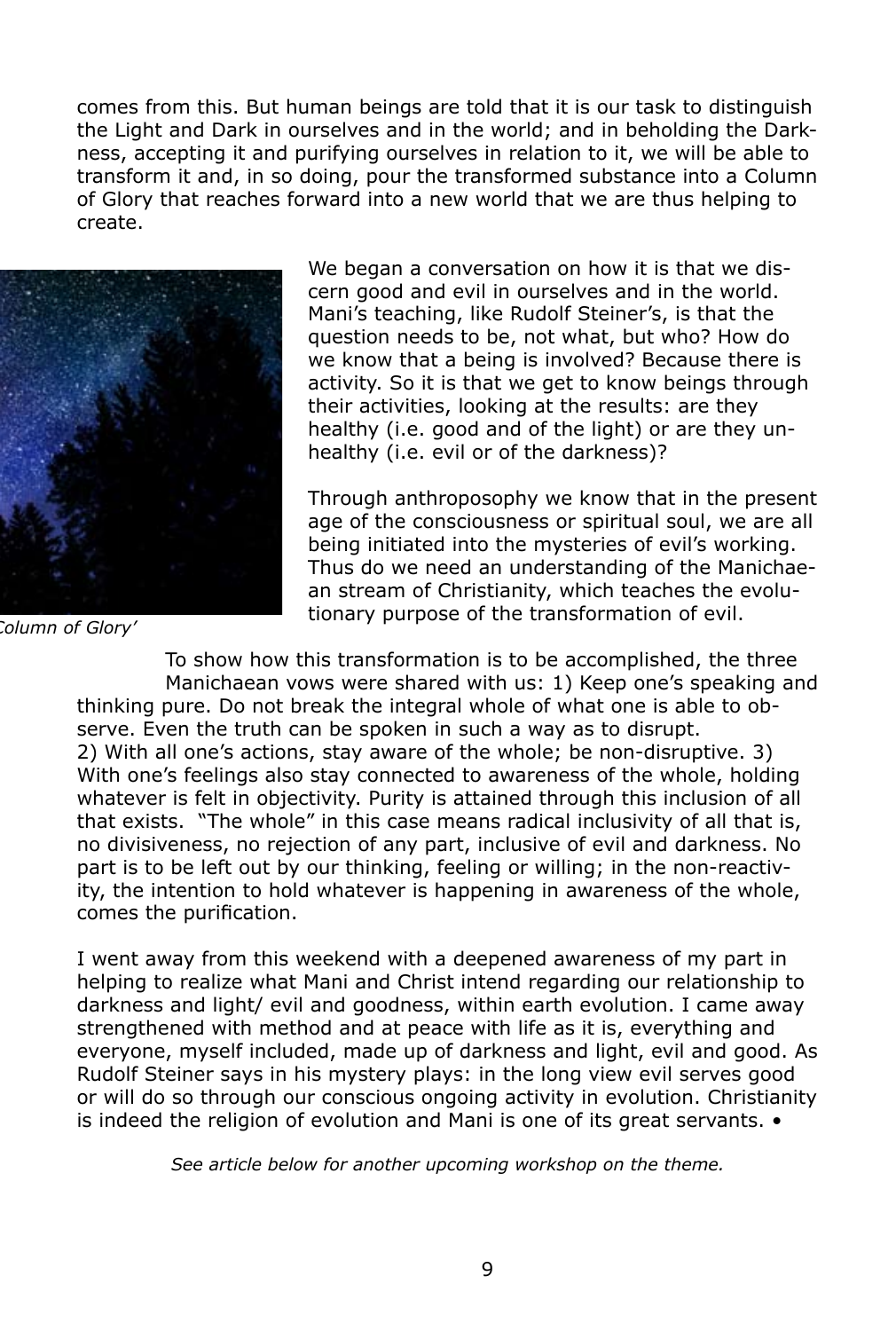comes from this. But human beings are told that it is our task to distinguish the Light and Dark in ourselves and in the world; and in beholding the Darkness, accepting it and purifying ourselves in relation to it, we will be able to transform it and, in so doing, pour the transformed substance into a Column of Glory that reaches forward into a new world that we are thus helping to create.

We began a conversation on how it is that we discern good and evil in ourselves and in the world. Mani's teaching, like Rudolf Steiner's, is that the question needs to be, not what, but who? How do we know that a being is involved? Because there is activity. So it is that we get to know beings through their activities, looking at the results: are they healthy (i.e. good and of the light) or are they unhealthy (i.e. evil or of the darkness)?

Through anthroposophy we know that in the present age of the consciousness or spiritual soul, we are all being initiated into the mysteries of evil's working. Thus do we need an understanding of the Manichaean stream of Christianity, which teaches the evolutionary purpose of the transformation of evil.

*Column of Glory'*

To show how this transformation is to be accomplished, the three Manichaean vows were shared with us: 1) Keep one's speaking and thinking pure. Do not break the integral whole of what one is able to observe. Even the truth can be spoken in such a way as to disrupt.
2) With all one's actions, stay aware of the whole; be non-disruptive. 3) With one's feelings also stay connected to awareness of the whole, holding whatever is felt in objectivity. Purity is attained through this inclusion of all that exists. "The whole" in this case means radical inclusivity of all that is, no divisiveness, no rejection of any part, inclusive of evil and darkness. No part is to be left out by our thinking, feeling or willing; in the non-reactivity, the intention to hold whatever is happening in awareness of the whole, comes the purification.

I went away from this weekend with a deepened awareness of my part in helping to realize what Mani and Christ intend regarding our relationship to darkness and light/ evil and goodness, within earth evolution. I came away strengthened with method and at peace with life as it is, everything and everyone, myself included, made up of darkness and light, evil and good. As Rudolf Steiner says in his mystery plays: in the long view evil serves good or will do so through our conscious ongoing activity in evolution. Christianity is indeed the religion of evolution and Mani is one of its great servants. •

*See article below for another upcoming workshop on the theme.*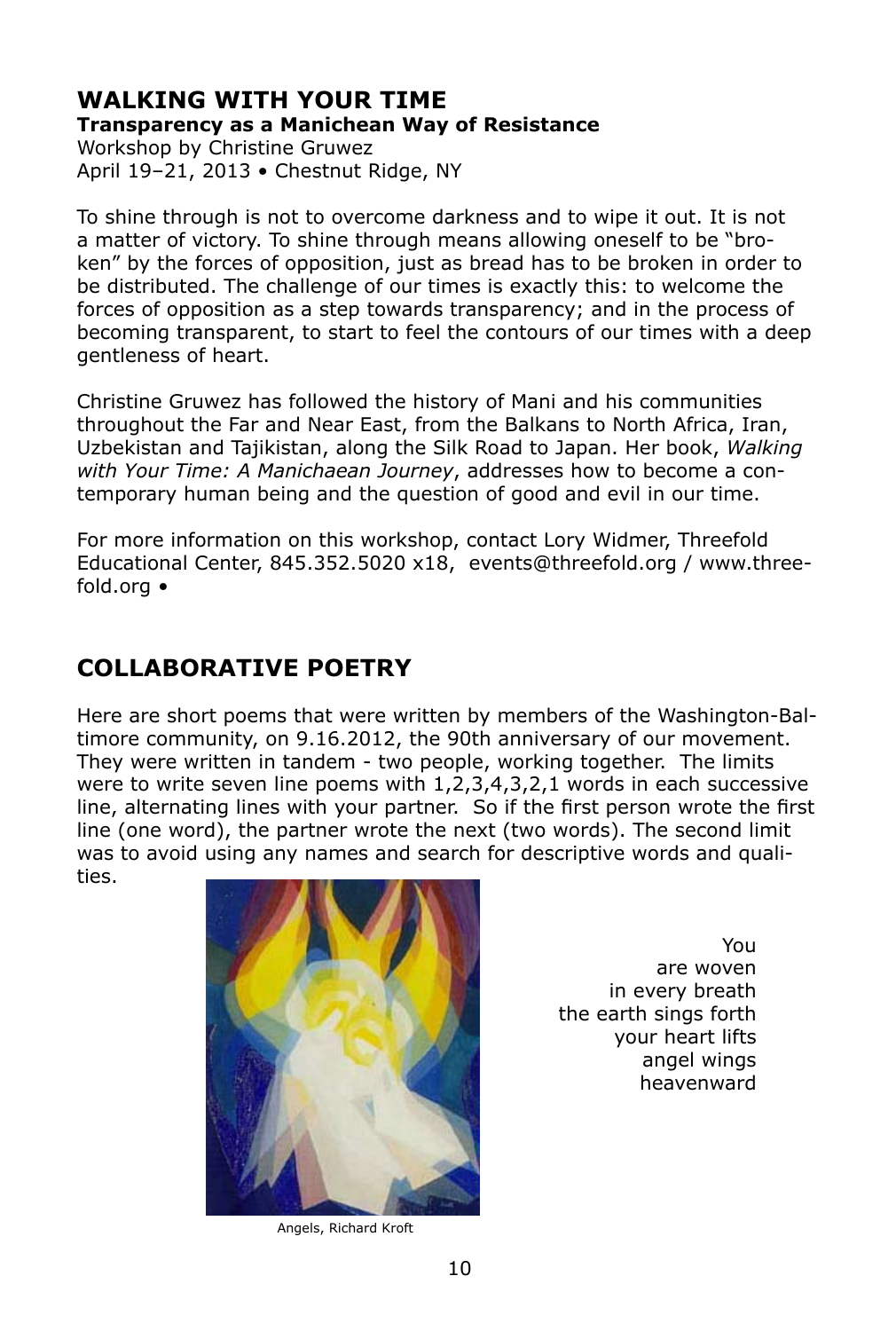## WALKING WITH YOUR TIME

**Transparency as a Manichean Way of Resistance**

Workshop by Christine Gruwez
April 19–21, 2013 • Chestnut Ridge, NY

To shine through is not to overcome darkness and to wipe it out. It is not a matter of victory. To shine through means allowing oneself to be "broken" by the forces of opposition, just as bread has to be broken in order to be distributed. The challenge of our times is exactly this: to welcome the forces of opposition as a step towards transparency; and in the process of becoming transparent, to start to feel the contours of our times with a deep gentleness of heart.

Christine Gruwez has followed the history of Mani and his communities throughout the Far and Near East, from the Balkans to North Africa, Iran, Uzbekistan and Tajikistan, along the Silk Road to Japan. Her book, *Walking with Your Time: A Manichaean Journey*, addresses how to become a contemporary human being and the question of good and evil in our time.

For more information on this workshop, contact Lory Widmer, Threefold Educational Center, 845.352.5020 x18, events@threefold.org / www.threefold.org •

## COLLABORATIVE POETRY

Here are short poems that were written by members of the Washington-Baltimore community, on 9.16.2012, the 90th anniversary of our movement. They were written in tandem - two people, working together. The limits were to write seven line poems with 1,2,3,4,3,2,1 words in each successive line, alternating lines with your partner. So if the first person wrote the first line (one word), the partner wrote the next (two words). The second limit was to avoid using any names and search for descriptive words and qualities.

Angels, Richard Kroft

You
are woven
in every breath
the earth sings forth
your heart lifts
angel wings
heavenward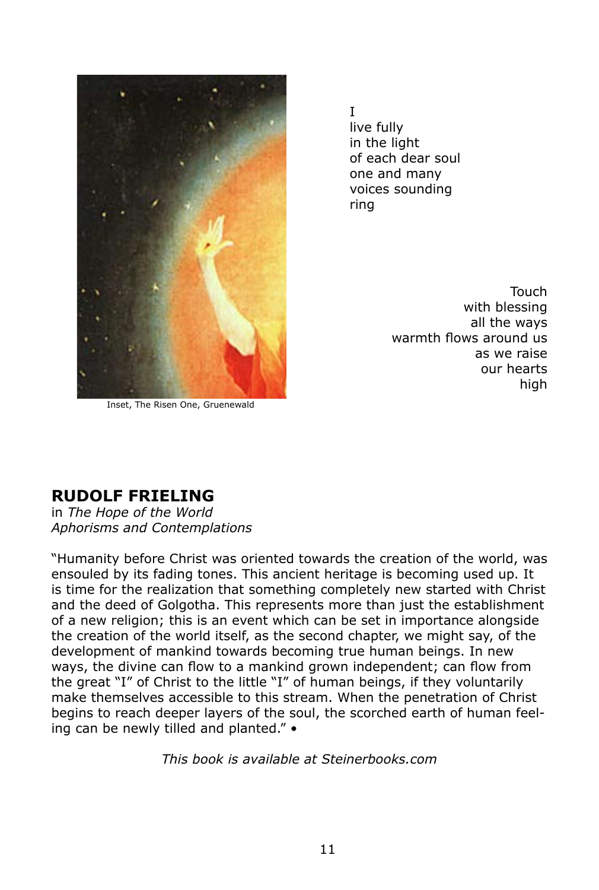Inset, The Risen One, Gruenewald

I
live fully
in the light
of each dear soul
one and many
voices sounding
ring

Touch
with blessing
all the ways
warmth flows around us
as we raise
our hearts
high

## RUDOLF FRIELING

in *The Hope of the World*
*Aphorisms and Contemplations*

"Humanity before Christ was oriented towards the creation of the world, was ensouled by its fading tones. This ancient heritage is becoming used up. It is time for the realization that something completely new started with Christ and the deed of Golgotha. This represents more than just the establishment of a new religion; this is an event which can be set in importance alongside the creation of the world itself, as the second chapter, we might say, of the development of mankind towards becoming true human beings. In new ways, the divine can flow to a mankind grown independent; can flow from the great "I" of Christ to the little "I" of human beings, if they voluntarily make themselves accessible to this stream. When the penetration of Christ begins to reach deeper layers of the soul, the scorched earth of human feeling can be newly tilled and planted." •

*This book is available at Steinerbooks.com*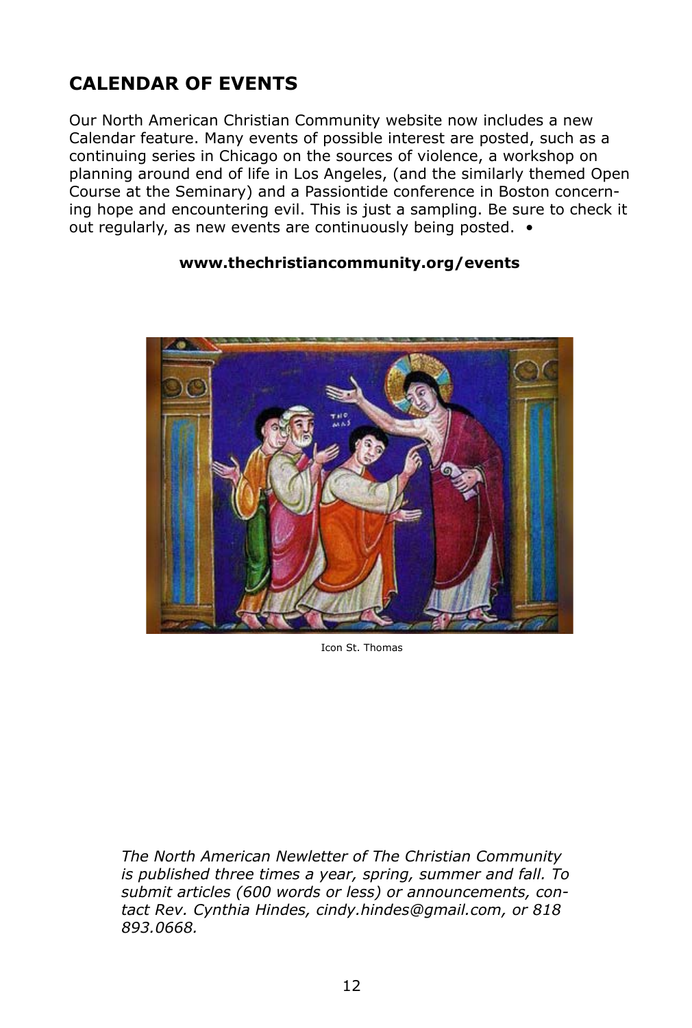## CALENDAR OF EVENTS

Our North American Christian Community website now includes a new Calendar feature. Many events of possible interest are posted, such as a continuing series in Chicago on the sources of violence, a workshop on planning around end of life in Los Angeles, (and the similarly themed Open Course at the Seminary) and a Passiontide conference in Boston concerning hope and encountering evil. This is just a sampling. Be sure to check it out regularly, as new events are continuously being posted. •

**www.thechristiancommunity.org/events**

Icon St. Thomas

*The North American Newletter of The Christian Community is published three times a year, spring, summer and fall. To submit articles (600 words or less) or announcements, contact Rev. Cynthia Hindes, cindy.hindes@gmail.com, or 818 893.0668.*